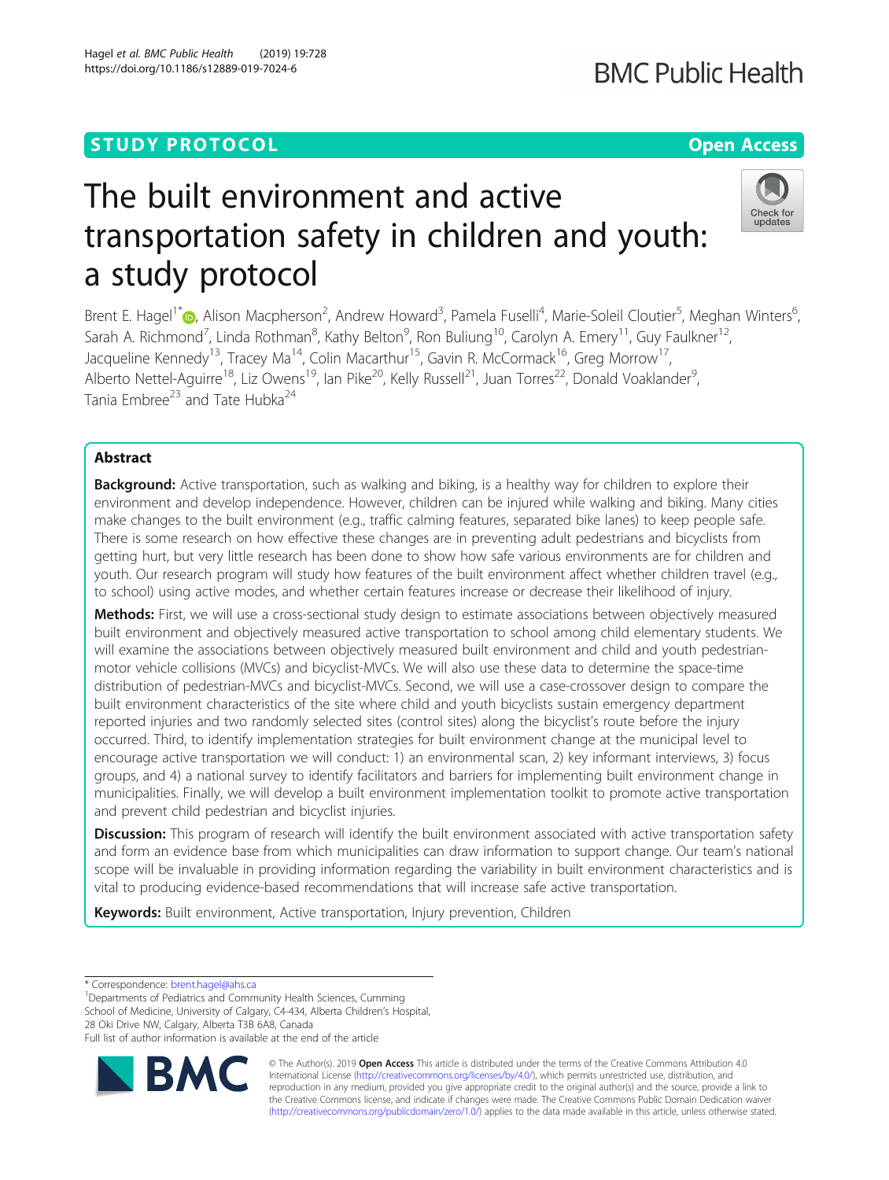STUDY PROTOCOL

Open Access

# The built environment and active transportation safety in children and youth: a study protocol

Brent E. Hagel[1*], Alison Macpherson[2], Andrew Howard[3], Pamela Fuselli[4], Marie-Soleil Cloutier[5], Meghan Winters[6], Sarah A. Richmond[7], Linda Rothman[8], Kathy Belton[9], Ron Buliung[10], Carolyn A. Emery[11], Guy Faulkner[12], Jacqueline Kennedy[13], Tracey Ma[14], Colin Macarthur[15], Gavin R. McCormack[16], Greg Morrow[17], Alberto Nettel-Aguirre[18], Liz Owens[19], Ian Pike[20], Kelly Russell[21], Juan Torres[22], Donald Voaklander[9], Tania Embree[23] and Tate Hubka[24]

## Abstract

**Background:** Active transportation, such as walking and biking, is a healthy way for children to explore their environment and develop independence. However, children can be injured while walking and biking. Many cities make changes to the built environment (e.g., traffic calming features, separated bike lanes) to keep people safe. There is some research on how effective these changes are in preventing adult pedestrians and bicyclists from getting hurt, but very little research has been done to show how safe various environments are for children and youth. Our research program will study how features of the built environment affect whether children travel (e.g., to school) using active modes, and whether certain features increase or decrease their likelihood of injury.

**Methods:** First, we will use a cross-sectional study design to estimate associations between objectively measured built environment and objectively measured active transportation to school among child elementary students. We will examine the associations between objectively measured built environment and child and youth pedestrian-motor vehicle collisions (MVCs) and bicyclist-MVCs. We will also use these data to determine the space-time distribution of pedestrian-MVCs and bicyclist-MVCs. Second, we will use a case-crossover design to compare the built environment characteristics of the site where child and youth bicyclists sustain emergency department reported injuries and two randomly selected sites (control sites) along the bicyclist's route before the injury occurred. Third, to identify implementation strategies for built environment change at the municipal level to encourage active transportation we will conduct: 1) an environmental scan, 2) key informant interviews, 3) focus groups, and 4) a national survey to identify facilitators and barriers for implementing built environment change in municipalities. Finally, we will develop a built environment implementation toolkit to promote active transportation and prevent child pedestrian and bicyclist injuries.

**Discussion:** This program of research will identify the built environment associated with active transportation safety and form an evidence base from which municipalities can draw information to support change. Our team's national scope will be invaluable in providing information regarding the variability in built environment characteristics and is vital to producing evidence-based recommendations that will increase safe active transportation.

**Keywords:** Built environment, Active transportation, Injury prevention, Children

\* Correspondence: brent.hagel@ahs.ca

[1]Departments of Pediatrics and Community Health Sciences, Cumming School of Medicine, University of Calgary, C4-434, Alberta Children's Hospital, 28 Oki Drive NW, Calgary, Alberta T3B 6A8, Canada

Full list of author information is available at the end of the article

© The Author(s). 2019 **Open Access** This article is distributed under the terms of the Creative Commons Attribution 4.0 International License (http://creativecommons.org/licenses/by/4.0/), which permits unrestricted use, distribution, and reproduction in any medium, provided you give appropriate credit to the original author(s) and the source, provide a link to the Creative Commons license, and indicate if changes were made. The Creative Commons Public Domain Dedication waiver (http://creativecommons.org/publicdomain/zero/1.0/) applies to the data made available in this article, unless otherwise stated.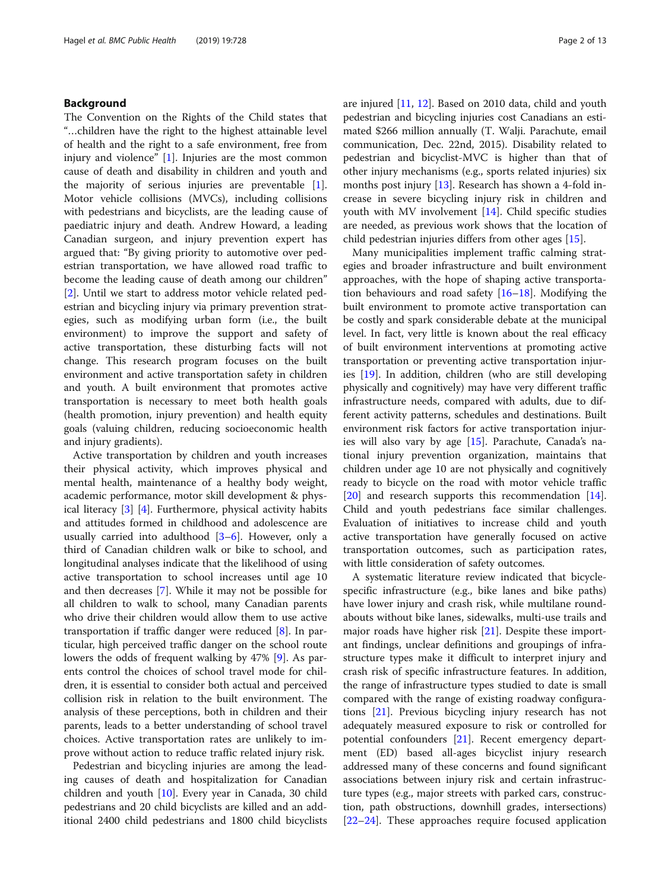## Background

The Convention on the Rights of the Child states that "…children have the right to the highest attainable level of health and the right to a safe environment, free from injury and violence" [1]. Injuries are the most common cause of death and disability in children and youth and the majority of serious injuries are preventable [1]. Motor vehicle collisions (MVCs), including collisions with pedestrians and bicyclists, are the leading cause of paediatric injury and death. Andrew Howard, a leading Canadian surgeon, and injury prevention expert has argued that: "By giving priority to automotive over pedestrian transportation, we have allowed road traffic to become the leading cause of death among our children" [2]. Until we start to address motor vehicle related pedestrian and bicycling injury via primary prevention strategies, such as modifying urban form (i.e., the built environment) to improve the support and safety of active transportation, these disturbing facts will not change. This research program focuses on the built environment and active transportation safety in children and youth. A built environment that promotes active transportation is necessary to meet both health goals (health promotion, injury prevention) and health equity goals (valuing children, reducing socioeconomic health and injury gradients).

Active transportation by children and youth increases their physical activity, which improves physical and mental health, maintenance of a healthy body weight, academic performance, motor skill development & physical literacy [3] [4]. Furthermore, physical activity habits and attitudes formed in childhood and adolescence are usually carried into adulthood [3–6]. However, only a third of Canadian children walk or bike to school, and longitudinal analyses indicate that the likelihood of using active transportation to school increases until age 10 and then decreases [7]. While it may not be possible for all children to walk to school, many Canadian parents who drive their children would allow them to use active transportation if traffic danger were reduced [8]. In particular, high perceived traffic danger on the school route lowers the odds of frequent walking by 47% [9]. As parents control the choices of school travel mode for children, it is essential to consider both actual and perceived collision risk in relation to the built environment. The analysis of these perceptions, both in children and their parents, leads to a better understanding of school travel choices. Active transportation rates are unlikely to improve without action to reduce traffic related injury risk.

Pedestrian and bicycling injuries are among the leading causes of death and hospitalization for Canadian children and youth [10]. Every year in Canada, 30 child pedestrians and 20 child bicyclists are killed and an additional 2400 child pedestrians and 1800 child bicyclists are injured [11, 12]. Based on 2010 data, child and youth pedestrian and bicycling injuries cost Canadians an estimated $266 million annually (T. Walji. Parachute, email communication, Dec. 22nd, 2015). Disability related to pedestrian and bicyclist-MVC is higher than that of other injury mechanisms (e.g., sports related injuries) six months post injury [13]. Research has shown a 4-fold increase in severe bicycling injury risk in children and youth with MV involvement [14]. Child specific studies are needed, as previous work shows that the location of child pedestrian injuries differs from other ages [15].

Many municipalities implement traffic calming strategies and broader infrastructure and built environment approaches, with the hope of shaping active transportation behaviours and road safety [16–18]. Modifying the built environment to promote active transportation can be costly and spark considerable debate at the municipal level. In fact, very little is known about the real efficacy of built environment interventions at promoting active transportation or preventing active transportation injuries [19]. In addition, children (who are still developing physically and cognitively) may have very different traffic infrastructure needs, compared with adults, due to different activity patterns, schedules and destinations. Built environment risk factors for active transportation injuries will also vary by age [15]. Parachute, Canada's national injury prevention organization, maintains that children under age 10 are not physically and cognitively ready to bicycle on the road with motor vehicle traffic [20] and research supports this recommendation [14]. Child and youth pedestrians face similar challenges. Evaluation of initiatives to increase child and youth active transportation have generally focused on active transportation outcomes, such as participation rates, with little consideration of safety outcomes.

A systematic literature review indicated that bicycle-specific infrastructure (e.g., bike lanes and bike paths) have lower injury and crash risk, while multilane roundabouts without bike lanes, sidewalks, multi-use trails and major roads have higher risk [21]. Despite these important findings, unclear definitions and groupings of infrastructure types make it difficult to interpret injury and crash risk of specific infrastructure features. In addition, the range of infrastructure types studied to date is small compared with the range of existing roadway configurations [21]. Previous bicycling injury research has not adequately measured exposure to risk or controlled for potential confounders [21]. Recent emergency department (ED) based all-ages bicyclist injury research addressed many of these concerns and found significant associations between injury risk and certain infrastructure types (e.g., major streets with parked cars, construction, path obstructions, downhill grades, intersections) [22–24]. These approaches require focused application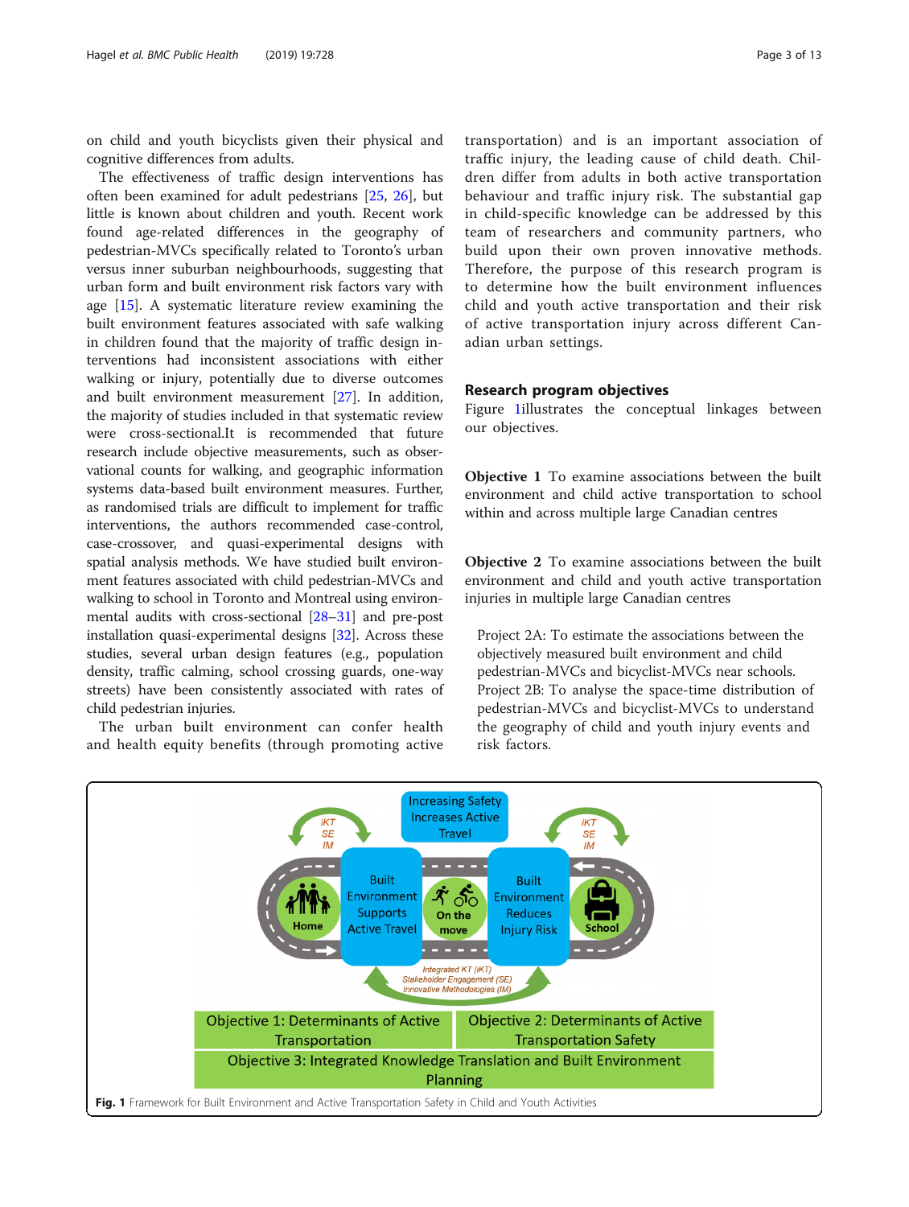on child and youth bicyclists given their physical and cognitive differences from adults.

The effectiveness of traffic design interventions has often been examined for adult pedestrians [25, 26], but little is known about children and youth. Recent work found age-related differences in the geography of pedestrian-MVCs specifically related to Toronto's urban versus inner suburban neighbourhoods, suggesting that urban form and built environment risk factors vary with age [15]. A systematic literature review examining the built environment features associated with safe walking in children found that the majority of traffic design interventions had inconsistent associations with either walking or injury, potentially due to diverse outcomes and built environment measurement [27]. In addition, the majority of studies included in that systematic review were cross-sectional.It is recommended that future research include objective measurements, such as observational counts for walking, and geographic information systems data-based built environment measures. Further, as randomised trials are difficult to implement for traffic interventions, the authors recommended case-control, case-crossover, and quasi-experimental designs with spatial analysis methods. We have studied built environment features associated with child pedestrian-MVCs and walking to school in Toronto and Montreal using environmental audits with cross-sectional [28–31] and pre-post installation quasi-experimental designs [32]. Across these studies, several urban design features (e.g., population density, traffic calming, school crossing guards, one-way streets) have been consistently associated with rates of child pedestrian injuries.

The urban built environment can confer health and health equity benefits (through promoting active transportation) and is an important association of traffic injury, the leading cause of child death. Children differ from adults in both active transportation behaviour and traffic injury risk. The substantial gap in child-specific knowledge can be addressed by this team of researchers and community partners, who build upon their own proven innovative methods. Therefore, the purpose of this research program is to determine how the built environment influences child and youth active transportation and their risk of active transportation injury across different Canadian urban settings.

## Research program objectives

Figure 1illustrates the conceptual linkages between our objectives.

**Objective 1** To examine associations between the built environment and child active transportation to school within and across multiple large Canadian centres

**Objective 2** To examine associations between the built environment and child and youth active transportation injuries in multiple large Canadian centres

Project 2A: To estimate the associations between the objectively measured built environment and child pedestrian-MVCs and bicyclist-MVCs near schools.
Project 2B: To analyse the space-time distribution of pedestrian-MVCs and bicyclist-MVCs to understand the geography of child and youth injury events and risk factors.

**Fig. 1** Framework for Built Environment and Active Transportation Safety in Child and Youth Activities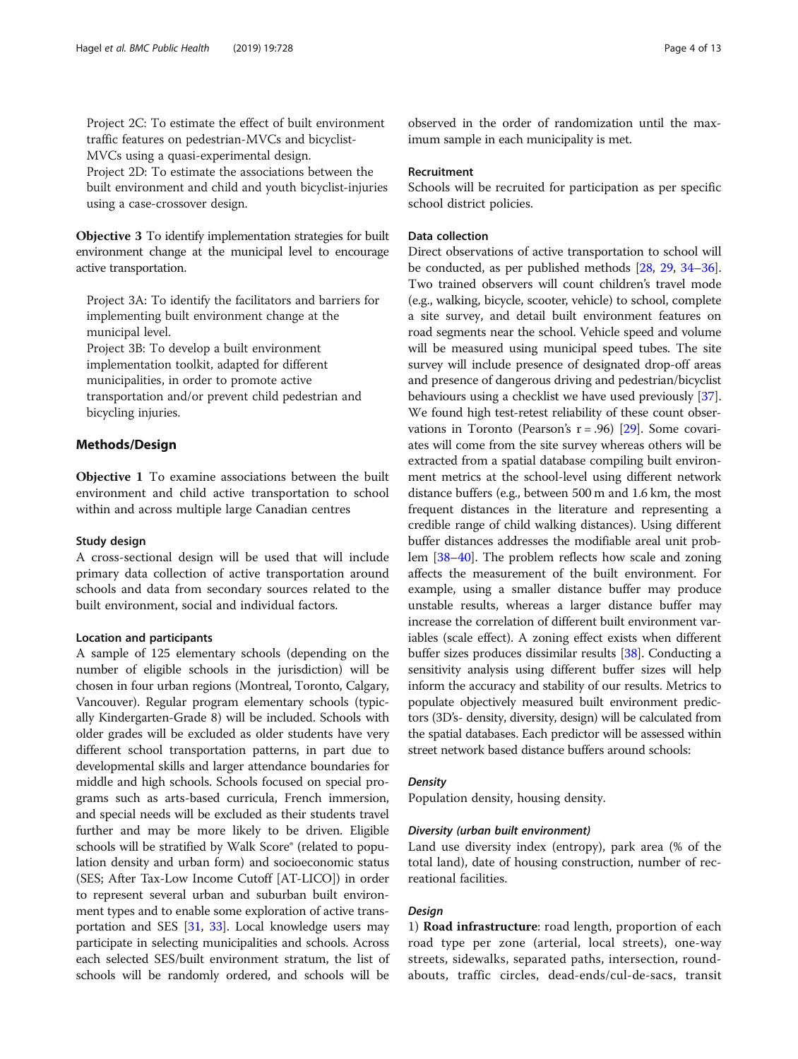Project 2C: To estimate the effect of built environment traffic features on pedestrian-MVCs and bicyclist-MVCs using a quasi-experimental design.

Project 2D: To estimate the associations between the built environment and child and youth bicyclist-injuries using a case-crossover design.

**Objective 3** To identify implementation strategies for built environment change at the municipal level to encourage active transportation.

Project 3A: To identify the facilitators and barriers for implementing built environment change at the municipal level.

Project 3B: To develop a built environment implementation toolkit, adapted for different municipalities, in order to promote active transportation and/or prevent child pedestrian and bicycling injuries.

## Methods/Design

**Objective 1** To examine associations between the built environment and child active transportation to school within and across multiple large Canadian centres

### Study design

A cross-sectional design will be used that will include primary data collection of active transportation around schools and data from secondary sources related to the built environment, social and individual factors.

### Location and participants

A sample of 125 elementary schools (depending on the number of eligible schools in the jurisdiction) will be chosen in four urban regions (Montreal, Toronto, Calgary, Vancouver). Regular program elementary schools (typically Kindergarten-Grade 8) will be included. Schools with older grades will be excluded as older students have very different school transportation patterns, in part due to developmental skills and larger attendance boundaries for middle and high schools. Schools focused on special programs such as arts-based curricula, French immersion, and special needs will be excluded as their students travel further and may be more likely to be driven. Eligible schools will be stratified by Walk Score® (related to population density and urban form) and socioeconomic status (SES; After Tax-Low Income Cutoff [AT-LICO]) in order to represent several urban and suburban built environment types and to enable some exploration of active transportation and SES [31, 33]. Local knowledge users may participate in selecting municipalities and schools. Across each selected SES/built environment stratum, the list of schools will be randomly ordered, and schools will be observed in the order of randomization until the maximum sample in each municipality is met.

### Recruitment

Schools will be recruited for participation as per specific school district policies.

### Data collection

Direct observations of active transportation to school will be conducted, as per published methods [28, 29, 34–36]. Two trained observers will count children's travel mode (e.g., walking, bicycle, scooter, vehicle) to school, complete a site survey, and detail built environment features on road segments near the school. Vehicle speed and volume will be measured using municipal speed tubes. The site survey will include presence of designated drop-off areas and presence of dangerous driving and pedestrian/bicyclist behaviours using a checklist we have used previously [37]. We found high test-retest reliability of these count observations in Toronto (Pearson's r = .96) [29]. Some covariates will come from the site survey whereas others will be extracted from a spatial database compiling built environment metrics at the school-level using different network distance buffers (e.g., between 500 m and 1.6 km, the most frequent distances in the literature and representing a credible range of child walking distances). Using different buffer distances addresses the modifiable areal unit problem [38–40]. The problem reflects how scale and zoning affects the measurement of the built environment. For example, using a smaller distance buffer may produce unstable results, whereas a larger distance buffer may increase the correlation of different built environment variables (scale effect). A zoning effect exists when different buffer sizes produces dissimilar results [38]. Conducting a sensitivity analysis using different buffer sizes will help inform the accuracy and stability of our results. Metrics to populate objectively measured built environment predictors (3D's- density, diversity, design) will be calculated from the spatial databases. Each predictor will be assessed within street network based distance buffers around schools:

#### *Density*

Population density, housing density.

#### *Diversity (urban built environment)*

Land use diversity index (entropy), park area (% of the total land), date of housing construction, number of recreational facilities.

#### *Design*

1) **Road infrastructure**: road length, proportion of each road type per zone (arterial, local streets), one-way streets, sidewalks, separated paths, intersection, roundabouts, traffic circles, dead-ends/cul-de-sacs, transit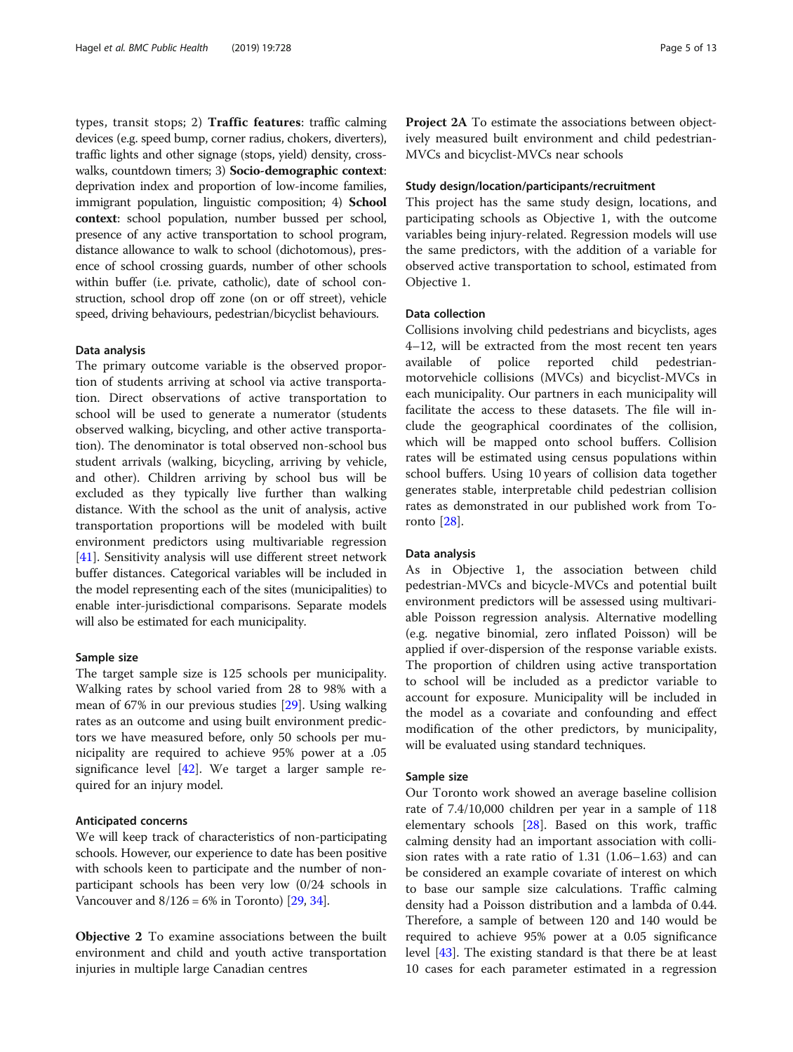types, transit stops; 2) **Traffic features**: traffic calming devices (e.g. speed bump, corner radius, chokers, diverters), traffic lights and other signage (stops, yield) density, crosswalks, countdown timers; 3) **Socio-demographic context**: deprivation index and proportion of low-income families, immigrant population, linguistic composition; 4) **School context**: school population, number bussed per school, presence of any active transportation to school program, distance allowance to walk to school (dichotomous), presence of school crossing guards, number of other schools within buffer (i.e. private, catholic), date of school construction, school drop off zone (on or off street), vehicle speed, driving behaviours, pedestrian/bicyclist behaviours.

#### Data analysis

The primary outcome variable is the observed proportion of students arriving at school via active transportation. Direct observations of active transportation to school will be used to generate a numerator (students observed walking, bicycling, and other active transportation). The denominator is total observed non-school bus student arrivals (walking, bicycling, arriving by vehicle, and other). Children arriving by school bus will be excluded as they typically live further than walking distance. With the school as the unit of analysis, active transportation proportions will be modeled with built environment predictors using multivariable regression [41]. Sensitivity analysis will use different street network buffer distances. Categorical variables will be included in the model representing each of the sites (municipalities) to enable inter-jurisdictional comparisons. Separate models will also be estimated for each municipality.

#### Sample size

The target sample size is 125 schools per municipality. Walking rates by school varied from 28 to 98% with a mean of 67% in our previous studies [29]. Using walking rates as an outcome and using built environment predictors we have measured before, only 50 schools per municipality are required to achieve 95% power at a .05 significance level [42]. We target a larger sample required for an injury model.

#### Anticipated concerns

We will keep track of characteristics of non-participating schools. However, our experience to date has been positive with schools keen to participate and the number of non-participant schools has been very low (0/24 schools in Vancouver and 8/126 = 6% in Toronto) [29, 34].

**Objective 2** To examine associations between the built environment and child and youth active transportation injuries in multiple large Canadian centres

**Project 2A** To estimate the associations between objectively measured built environment and child pedestrian-MVCs and bicyclist-MVCs near schools

#### Study design/location/participants/recruitment

This project has the same study design, locations, and participating schools as Objective 1, with the outcome variables being injury-related. Regression models will use the same predictors, with the addition of a variable for observed active transportation to school, estimated from Objective 1.

#### Data collection

Collisions involving child pedestrians and bicyclists, ages 4–12, will be extracted from the most recent ten years available of police reported child pedestrian-motorvehicle collisions (MVCs) and bicyclist-MVCs in each municipality. Our partners in each municipality will facilitate the access to these datasets. The file will include the geographical coordinates of the collision, which will be mapped onto school buffers. Collision rates will be estimated using census populations within school buffers. Using 10 years of collision data together generates stable, interpretable child pedestrian collision rates as demonstrated in our published work from Toronto [28].

#### Data analysis

As in Objective 1, the association between child pedestrian-MVCs and bicycle-MVCs and potential built environment predictors will be assessed using multivariable Poisson regression analysis. Alternative modelling (e.g. negative binomial, zero inflated Poisson) will be applied if over-dispersion of the response variable exists. The proportion of children using active transportation to school will be included as a predictor variable to account for exposure. Municipality will be included in the model as a covariate and confounding and effect modification of the other predictors, by municipality, will be evaluated using standard techniques.

#### Sample size

Our Toronto work showed an average baseline collision rate of 7.4/10,000 children per year in a sample of 118 elementary schools [28]. Based on this work, traffic calming density had an important association with collision rates with a rate ratio of 1.31 (1.06–1.63) and can be considered an example covariate of interest on which to base our sample size calculations. Traffic calming density had a Poisson distribution and a lambda of 0.44. Therefore, a sample of between 120 and 140 would be required to achieve 95% power at a 0.05 significance level [43]. The existing standard is that there be at least 10 cases for each parameter estimated in a regression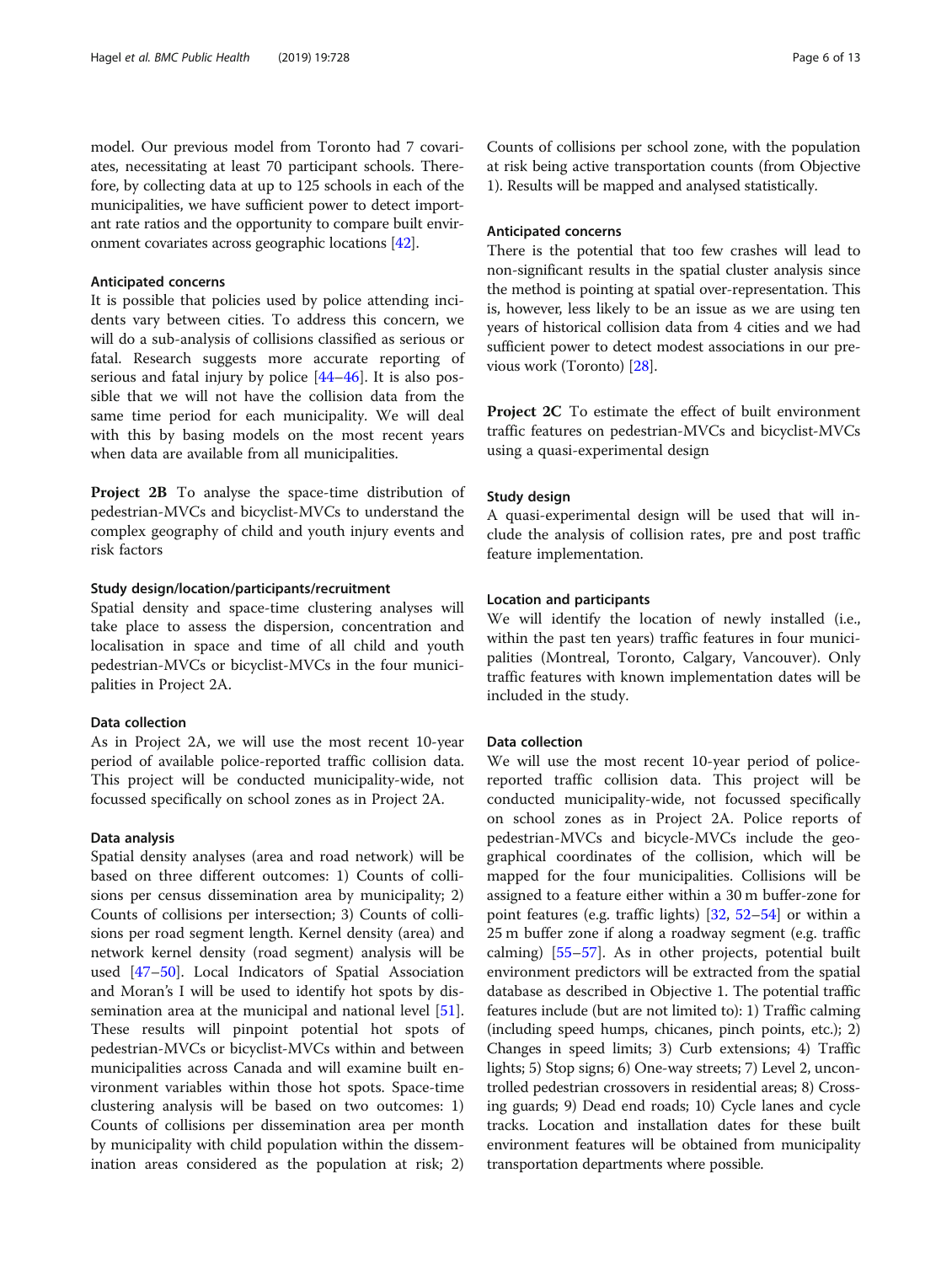model. Our previous model from Toronto had 7 covariates, necessitating at least 70 participant schools. Therefore, by collecting data at up to 125 schools in each of the municipalities, we have sufficient power to detect important rate ratios and the opportunity to compare built environment covariates across geographic locations [42].

#### Anticipated concerns

It is possible that policies used by police attending incidents vary between cities. To address this concern, we will do a sub-analysis of collisions classified as serious or fatal. Research suggests more accurate reporting of serious and fatal injury by police [44–46]. It is also possible that we will not have the collision data from the same time period for each municipality. We will deal with this by basing models on the most recent years when data are available from all municipalities.

**Project 2B** To analyse the space-time distribution of pedestrian-MVCs and bicyclist-MVCs to understand the complex geography of child and youth injury events and risk factors

#### Study design/location/participants/recruitment

Spatial density and space-time clustering analyses will take place to assess the dispersion, concentration and localisation in space and time of all child and youth pedestrian-MVCs or bicyclist-MVCs in the four municipalities in Project 2A.

#### Data collection

As in Project 2A, we will use the most recent 10-year period of available police-reported traffic collision data. This project will be conducted municipality-wide, not focussed specifically on school zones as in Project 2A.

#### Data analysis

Spatial density analyses (area and road network) will be based on three different outcomes: 1) Counts of collisions per census dissemination area by municipality; 2) Counts of collisions per intersection; 3) Counts of collisions per road segment length. Kernel density (area) and network kernel density (road segment) analysis will be used [47–50]. Local Indicators of Spatial Association and Moran's I will be used to identify hot spots by dissemination area at the municipal and national level [51]. These results will pinpoint potential hot spots of pedestrian-MVCs or bicyclist-MVCs within and between municipalities across Canada and will examine built environment variables within those hot spots. Space-time clustering analysis will be based on two outcomes: 1) Counts of collisions per dissemination area per month by municipality with child population within the dissemination areas considered as the population at risk; 2) Counts of collisions per school zone, with the population at risk being active transportation counts (from Objective 1). Results will be mapped and analysed statistically.

#### Anticipated concerns

There is the potential that too few crashes will lead to non-significant results in the spatial cluster analysis since the method is pointing at spatial over-representation. This is, however, less likely to be an issue as we are using ten years of historical collision data from 4 cities and we had sufficient power to detect modest associations in our previous work (Toronto) [28].

**Project 2C** To estimate the effect of built environment traffic features on pedestrian-MVCs and bicyclist-MVCs using a quasi-experimental design

#### Study design

A quasi-experimental design will be used that will include the analysis of collision rates, pre and post traffic feature implementation.

#### Location and participants

We will identify the location of newly installed (i.e., within the past ten years) traffic features in four municipalities (Montreal, Toronto, Calgary, Vancouver). Only traffic features with known implementation dates will be included in the study.

#### Data collection

We will use the most recent 10-year period of police-reported traffic collision data. This project will be conducted municipality-wide, not focussed specifically on school zones as in Project 2A. Police reports of pedestrian-MVCs and bicycle-MVCs include the geographical coordinates of the collision, which will be mapped for the four municipalities. Collisions will be assigned to a feature either within a 30 m buffer-zone for point features (e.g. traffic lights) [32, 52–54] or within a 25 m buffer zone if along a roadway segment (e.g. traffic calming) [55–57]. As in other projects, potential built environment predictors will be extracted from the spatial database as described in Objective 1. The potential traffic features include (but are not limited to): 1) Traffic calming (including speed humps, chicanes, pinch points, etc.); 2) Changes in speed limits; 3) Curb extensions; 4) Traffic lights; 5) Stop signs; 6) One-way streets; 7) Level 2, uncontrolled pedestrian crossovers in residential areas; 8) Crossing guards; 9) Dead end roads; 10) Cycle lanes and cycle tracks. Location and installation dates for these built environment features will be obtained from municipality transportation departments where possible.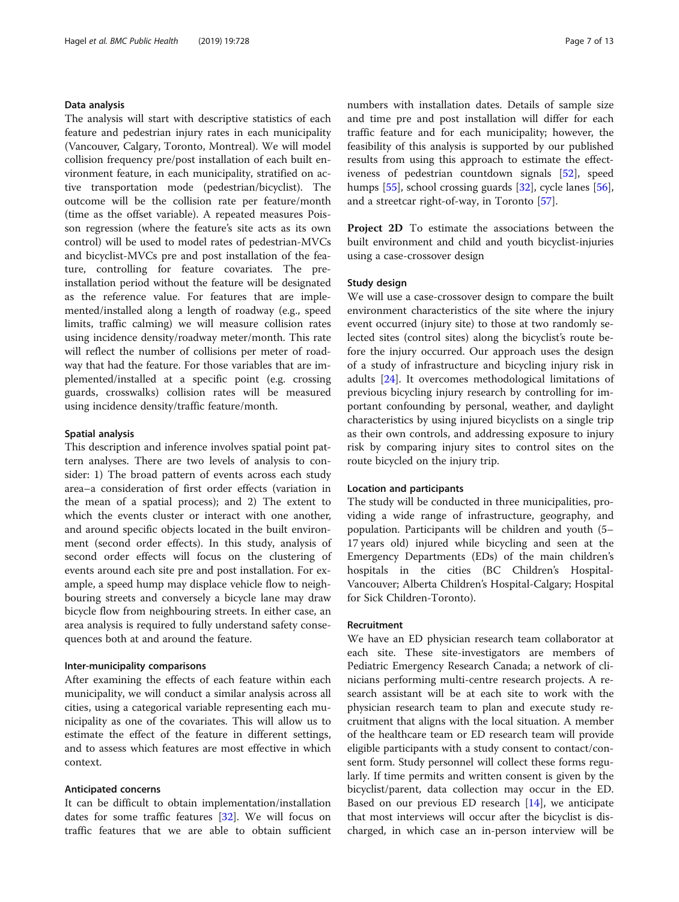### Data analysis

The analysis will start with descriptive statistics of each feature and pedestrian injury rates in each municipality (Vancouver, Calgary, Toronto, Montreal). We will model collision frequency pre/post installation of each built environment feature, in each municipality, stratified on active transportation mode (pedestrian/bicyclist). The outcome will be the collision rate per feature/month (time as the offset variable). A repeated measures Poisson regression (where the feature's site acts as its own control) will be used to model rates of pedestrian-MVCs and bicyclist-MVCs pre and post installation of the feature, controlling for feature covariates. The pre-installation period without the feature will be designated as the reference value. For features that are implemented/installed along a length of roadway (e.g., speed limits, traffic calming) we will measure collision rates using incidence density/roadway meter/month. This rate will reflect the number of collisions per meter of roadway that had the feature. For those variables that are implemented/installed at a specific point (e.g. crossing guards, crosswalks) collision rates will be measured using incidence density/traffic feature/month.

### Spatial analysis

This description and inference involves spatial point pattern analyses. There are two levels of analysis to consider: 1) The broad pattern of events across each study area–a consideration of first order effects (variation in the mean of a spatial process); and 2) The extent to which the events cluster or interact with one another, and around specific objects located in the built environment (second order effects). In this study, analysis of second order effects will focus on the clustering of events around each site pre and post installation. For example, a speed hump may displace vehicle flow to neighbouring streets and conversely a bicycle lane may draw bicycle flow from neighbouring streets. In either case, an area analysis is required to fully understand safety consequences both at and around the feature.

### Inter-municipality comparisons

After examining the effects of each feature within each municipality, we will conduct a similar analysis across all cities, using a categorical variable representing each municipality as one of the covariates. This will allow us to estimate the effect of the feature in different settings, and to assess which features are most effective in which context.

### Anticipated concerns

It can be difficult to obtain implementation/installation dates for some traffic features [32]. We will focus on traffic features that we are able to obtain sufficient numbers with installation dates. Details of sample size and time pre and post installation will differ for each traffic feature and for each municipality; however, the feasibility of this analysis is supported by our published results from using this approach to estimate the effectiveness of pedestrian countdown signals [52], speed humps [55], school crossing guards [32], cycle lanes [56], and a streetcar right-of-way, in Toronto [57].

**Project 2D** To estimate the associations between the built environment and child and youth bicyclist-injuries using a case-crossover design

### Study design

We will use a case-crossover design to compare the built environment characteristics of the site where the injury event occurred (injury site) to those at two randomly selected sites (control sites) along the bicyclist's route before the injury occurred. Our approach uses the design of a study of infrastructure and bicycling injury risk in adults [24]. It overcomes methodological limitations of previous bicycling injury research by controlling for important confounding by personal, weather, and daylight characteristics by using injured bicyclists on a single trip as their own controls, and addressing exposure to injury risk by comparing injury sites to control sites on the route bicycled on the injury trip.

### Location and participants

The study will be conducted in three municipalities, providing a wide range of infrastructure, geography, and population. Participants will be children and youth (5–17 years old) injured while bicycling and seen at the Emergency Departments (EDs) of the main children's hospitals in the cities (BC Children's Hospital-Vancouver; Alberta Children's Hospital-Calgary; Hospital for Sick Children-Toronto).

### Recruitment

We have an ED physician research team collaborator at each site. These site-investigators are members of Pediatric Emergency Research Canada; a network of clinicians performing multi-centre research projects. A research assistant will be at each site to work with the physician research team to plan and execute study recruitment that aligns with the local situation. A member of the healthcare team or ED research team will provide eligible participants with a study consent to contact/consent form. Study personnel will collect these forms regularly. If time permits and written consent is given by the bicyclist/parent, data collection may occur in the ED. Based on our previous ED research [14], we anticipate that most interviews will occur after the bicyclist is discharged, in which case an in-person interview will be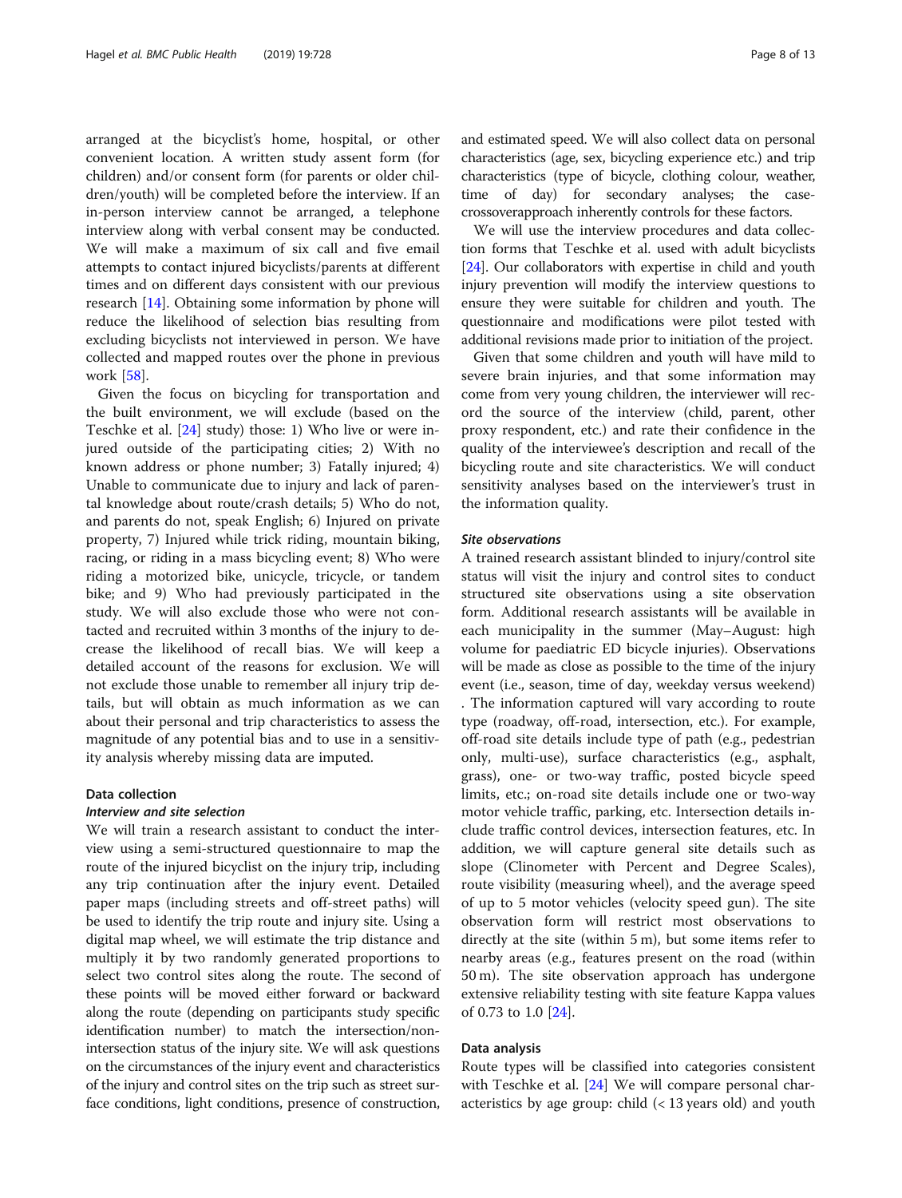arranged at the bicyclist's home, hospital, or other convenient location. A written study assent form (for children) and/or consent form (for parents or older children/youth) will be completed before the interview. If an in-person interview cannot be arranged, a telephone interview along with verbal consent may be conducted. We will make a maximum of six call and five email attempts to contact injured bicyclists/parents at different times and on different days consistent with our previous research [14]. Obtaining some information by phone will reduce the likelihood of selection bias resulting from excluding bicyclists not interviewed in person. We have collected and mapped routes over the phone in previous work [58].

Given the focus on bicycling for transportation and the built environment, we will exclude (based on the Teschke et al. [24] study) those: 1) Who live or were injured outside of the participating cities; 2) With no known address or phone number; 3) Fatally injured; 4) Unable to communicate due to injury and lack of parental knowledge about route/crash details; 5) Who do not, and parents do not, speak English; 6) Injured on private property, 7) Injured while trick riding, mountain biking, racing, or riding in a mass bicycling event; 8) Who were riding a motorized bike, unicycle, tricycle, or tandem bike; and 9) Who had previously participated in the study. We will also exclude those who were not contacted and recruited within 3 months of the injury to decrease the likelihood of recall bias. We will keep a detailed account of the reasons for exclusion. We will not exclude those unable to remember all injury trip details, but will obtain as much information as we can about their personal and trip characteristics to assess the magnitude of any potential bias and to use in a sensitivity analysis whereby missing data are imputed.

### Data collection

#### *Interview and site selection*

We will train a research assistant to conduct the interview using a semi-structured questionnaire to map the route of the injured bicyclist on the injury trip, including any trip continuation after the injury event. Detailed paper maps (including streets and off-street paths) will be used to identify the trip route and injury site. Using a digital map wheel, we will estimate the trip distance and multiply it by two randomly generated proportions to select two control sites along the route. The second of these points will be moved either forward or backward along the route (depending on participants study specific identification number) to match the intersection/non-intersection status of the injury site. We will ask questions on the circumstances of the injury event and characteristics of the injury and control sites on the trip such as street surface conditions, light conditions, presence of construction, and estimated speed. We will also collect data on personal characteristics (age, sex, bicycling experience etc.) and trip characteristics (type of bicycle, clothing colour, weather, time of day) for secondary analyses; the case-crossoverapproach inherently controls for these factors.

We will use the interview procedures and data collection forms that Teschke et al. used with adult bicyclists [24]. Our collaborators with expertise in child and youth injury prevention will modify the interview questions to ensure they were suitable for children and youth. The questionnaire and modifications were pilot tested with additional revisions made prior to initiation of the project.

Given that some children and youth will have mild to severe brain injuries, and that some information may come from very young children, the interviewer will record the source of the interview (child, parent, other proxy respondent, etc.) and rate their confidence in the quality of the interviewee's description and recall of the bicycling route and site characteristics. We will conduct sensitivity analyses based on the interviewer's trust in the information quality.

#### *Site observations*

A trained research assistant blinded to injury/control site status will visit the injury and control sites to conduct structured site observations using a site observation form. Additional research assistants will be available in each municipality in the summer (May–August: high volume for paediatric ED bicycle injuries). Observations will be made as close as possible to the time of the injury event (i.e., season, time of day, weekday versus weekend) . The information captured will vary according to route type (roadway, off-road, intersection, etc.). For example, off-road site details include type of path (e.g., pedestrian only, multi-use), surface characteristics (e.g., asphalt, grass), one- or two-way traffic, posted bicycle speed limits, etc.; on-road site details include one or two-way motor vehicle traffic, parking, etc. Intersection details include traffic control devices, intersection features, etc. In addition, we will capture general site details such as slope (Clinometer with Percent and Degree Scales), route visibility (measuring wheel), and the average speed of up to 5 motor vehicles (velocity speed gun). The site observation form will restrict most observations to directly at the site (within 5 m), but some items refer to nearby areas (e.g., features present on the road (within 50 m). The site observation approach has undergone extensive reliability testing with site feature Kappa values of 0.73 to 1.0 [24].

### Data analysis

Route types will be classified into categories consistent with Teschke et al. [24] We will compare personal characteristics by age group: child (< 13 years old) and youth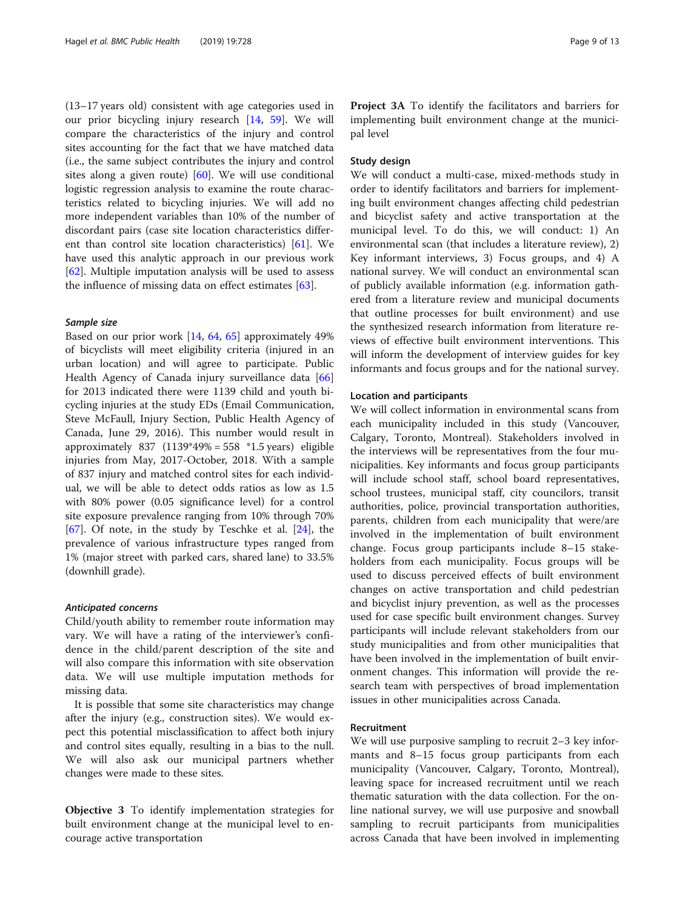(13–17 years old) consistent with age categories used in our prior bicycling injury research [14, 59]. We will compare the characteristics of the injury and control sites accounting for the fact that we have matched data (i.e., the same subject contributes the injury and control sites along a given route) [60]. We will use conditional logistic regression analysis to examine the route characteristics related to bicycling injuries. We will add no more independent variables than 10% of the number of discordant pairs (case site location characteristics different than control site location characteristics) [61]. We have used this analytic approach in our previous work [62]. Multiple imputation analysis will be used to assess the influence of missing data on effect estimates [63].

#### *Sample size*

Based on our prior work [14, 64, 65] approximately 49% of bicyclists will meet eligibility criteria (injured in an urban location) and will agree to participate. Public Health Agency of Canada injury surveillance data [66] for 2013 indicated there were 1139 child and youth bicycling injuries at the study EDs (Email Communication, Steve McFaull, Injury Section, Public Health Agency of Canada, June 29, 2016). This number would result in approximately 837 (1139*49% = 558 *1.5 years) eligible injuries from May, 2017-October, 2018. With a sample of 837 injury and matched control sites for each individual, we will be able to detect odds ratios as low as 1.5 with 80% power (0.05 significance level) for a control site exposure prevalence ranging from 10% through 70% [67]. Of note, in the study by Teschke et al. [24], the prevalence of various infrastructure types ranged from 1% (major street with parked cars, shared lane) to 33.5% (downhill grade).

#### *Anticipated concerns*

Child/youth ability to remember route information may vary. We will have a rating of the interviewer's confidence in the child/parent description of the site and will also compare this information with site observation data. We will use multiple imputation methods for missing data.

It is possible that some site characteristics may change after the injury (e.g., construction sites). We would expect this potential misclassification to affect both injury and control sites equally, resulting in a bias to the null. We will also ask our municipal partners whether changes were made to these sites.

**Objective 3** To identify implementation strategies for built environment change at the municipal level to encourage active transportation

**Project 3A** To identify the facilitators and barriers for implementing built environment change at the municipal level

### Study design

We will conduct a multi-case, mixed-methods study in order to identify facilitators and barriers for implementing built environment changes affecting child pedestrian and bicyclist safety and active transportation at the municipal level. To do this, we will conduct: 1) An environmental scan (that includes a literature review), 2) Key informant interviews, 3) Focus groups, and 4) A national survey. We will conduct an environmental scan of publicly available information (e.g. information gathered from a literature review and municipal documents that outline processes for built environment) and use the synthesized research information from literature reviews of effective built environment interventions. This will inform the development of interview guides for key informants and focus groups and for the national survey.

### Location and participants

We will collect information in environmental scans from each municipality included in this study (Vancouver, Calgary, Toronto, Montreal). Stakeholders involved in the interviews will be representatives from the four municipalities. Key informants and focus group participants will include school staff, school board representatives, school trustees, municipal staff, city councilors, transit authorities, police, provincial transportation authorities, parents, children from each municipality that were/are involved in the implementation of built environment change. Focus group participants include 8–15 stakeholders from each municipality. Focus groups will be used to discuss perceived effects of built environment changes on active transportation and child pedestrian and bicyclist injury prevention, as well as the processes used for case specific built environment changes. Survey participants will include relevant stakeholders from our study municipalities and from other municipalities that have been involved in the implementation of built environment changes. This information will provide the research team with perspectives of broad implementation issues in other municipalities across Canada.

### Recruitment

We will use purposive sampling to recruit 2–3 key informants and 8–15 focus group participants from each municipality (Vancouver, Calgary, Toronto, Montreal), leaving space for increased recruitment until we reach thematic saturation with the data collection. For the online national survey, we will use purposive and snowball sampling to recruit participants from municipalities across Canada that have been involved in implementing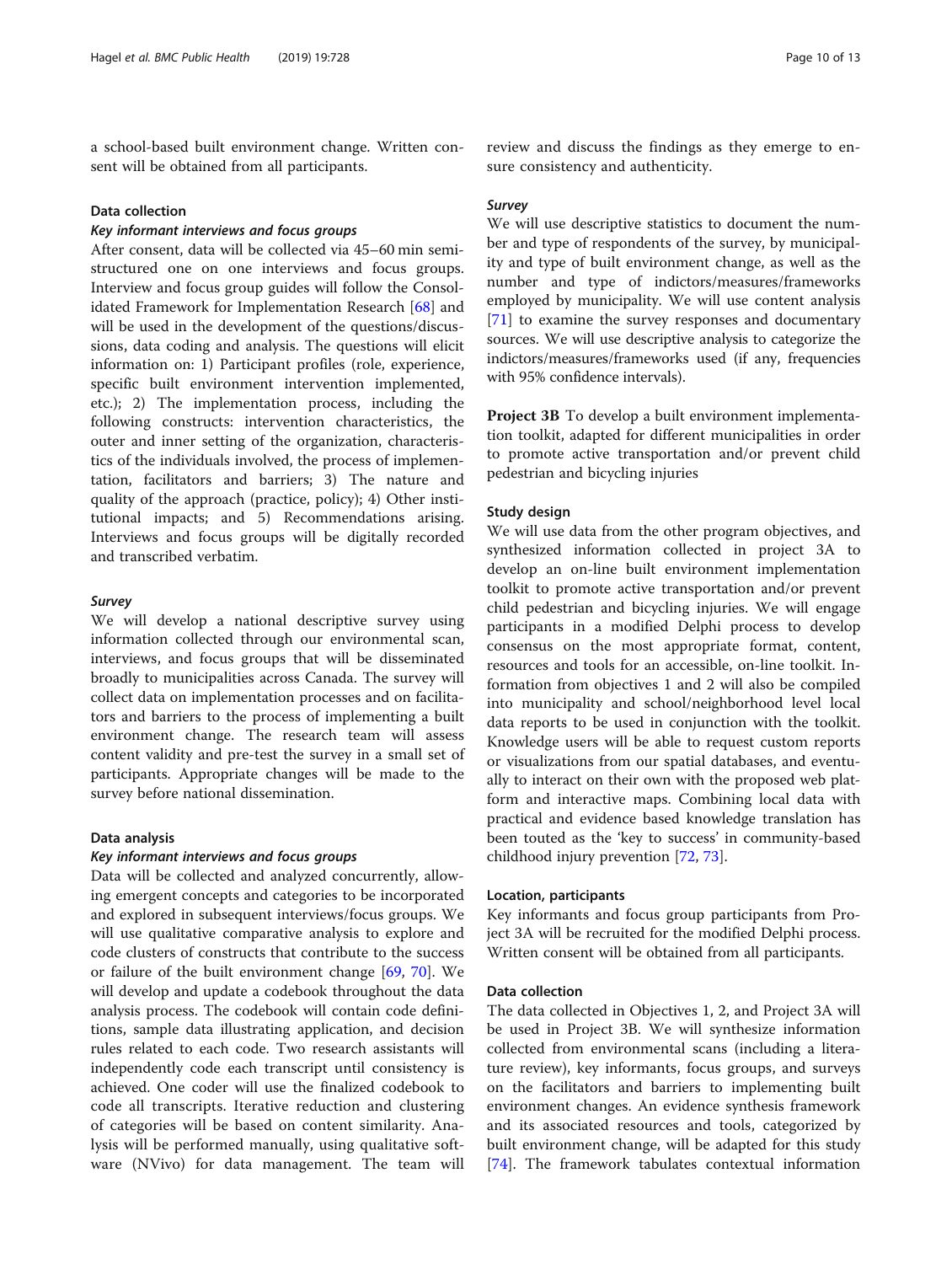a school-based built environment change. Written consent will be obtained from all participants.

#### Data collection

##### *Key informant interviews and focus groups*

After consent, data will be collected via 45–60 min semi-structured one on one interviews and focus groups. Interview and focus group guides will follow the Consolidated Framework for Implementation Research [68] and will be used in the development of the questions/discussions, data coding and analysis. The questions will elicit information on: 1) Participant profiles (role, experience, specific built environment intervention implemented, etc.); 2) The implementation process, including the following constructs: intervention characteristics, the outer and inner setting of the organization, characteristics of the individuals involved, the process of implementation, facilitators and barriers; 3) The nature and quality of the approach (practice, policy); 4) Other institutional impacts; and 5) Recommendations arising. Interviews and focus groups will be digitally recorded and transcribed verbatim.

##### *Survey*

We will develop a national descriptive survey using information collected through our environmental scan, interviews, and focus groups that will be disseminated broadly to municipalities across Canada. The survey will collect data on implementation processes and on facilitators and barriers to the process of implementing a built environment change. The research team will assess content validity and pre-test the survey in a small set of participants. Appropriate changes will be made to the survey before national dissemination.

#### Data analysis

##### *Key informant interviews and focus groups*

Data will be collected and analyzed concurrently, allowing emergent concepts and categories to be incorporated and explored in subsequent interviews/focus groups. We will use qualitative comparative analysis to explore and code clusters of constructs that contribute to the success or failure of the built environment change [69, 70]. We will develop and update a codebook throughout the data analysis process. The codebook will contain code definitions, sample data illustrating application, and decision rules related to each code. Two research assistants will independently code each transcript until consistency is achieved. One coder will use the finalized codebook to code all transcripts. Iterative reduction and clustering of categories will be based on content similarity. Analysis will be performed manually, using qualitative software (NVivo) for data management. The team will review and discuss the findings as they emerge to ensure consistency and authenticity.

##### *Survey*

We will use descriptive statistics to document the number and type of respondents of the survey, by municipality and type of built environment change, as well as the number and type of indictors/measures/frameworks employed by municipality. We will use content analysis [71] to examine the survey responses and documentary sources. We will use descriptive analysis to categorize the indictors/measures/frameworks used (if any, frequencies with 95% confidence intervals).

**Project 3B** To develop a built environment implementation toolkit, adapted for different municipalities in order to promote active transportation and/or prevent child pedestrian and bicycling injuries

#### Study design

We will use data from the other program objectives, and synthesized information collected in project 3A to develop an on-line built environment implementation toolkit to promote active transportation and/or prevent child pedestrian and bicycling injuries. We will engage participants in a modified Delphi process to develop consensus on the most appropriate format, content, resources and tools for an accessible, on-line toolkit. Information from objectives 1 and 2 will also be compiled into municipality and school/neighborhood level local data reports to be used in conjunction with the toolkit. Knowledge users will be able to request custom reports or visualizations from our spatial databases, and eventually to interact on their own with the proposed web platform and interactive maps. Combining local data with practical and evidence based knowledge translation has been touted as the 'key to success' in community-based childhood injury prevention [72, 73].

#### Location, participants

Key informants and focus group participants from Project 3A will be recruited for the modified Delphi process. Written consent will be obtained from all participants.

#### Data collection

The data collected in Objectives 1, 2, and Project 3A will be used in Project 3B. We will synthesize information collected from environmental scans (including a literature review), key informants, focus groups, and surveys on the facilitators and barriers to implementing built environment changes. An evidence synthesis framework and its associated resources and tools, categorized by built environment change, will be adapted for this study [74]. The framework tabulates contextual information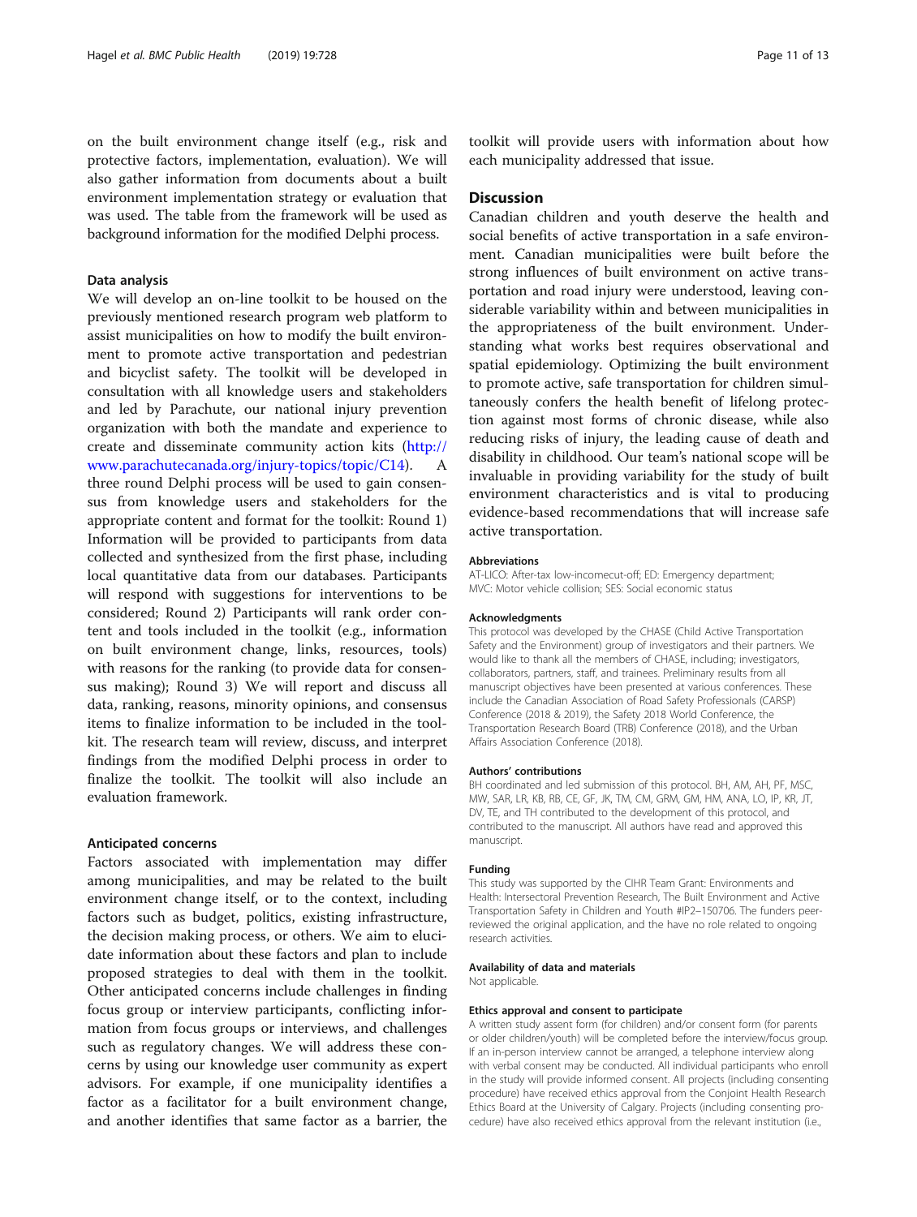on the built environment change itself (e.g., risk and protective factors, implementation, evaluation). We will also gather information from documents about a built environment implementation strategy or evaluation that was used. The table from the framework will be used as background information for the modified Delphi process.

### Data analysis

We will develop an on-line toolkit to be housed on the previously mentioned research program web platform to assist municipalities on how to modify the built environment to promote active transportation and pedestrian and bicyclist safety. The toolkit will be developed in consultation with all knowledge users and stakeholders and led by Parachute, our national injury prevention organization with both the mandate and experience to create and disseminate community action kits (http://www.parachutecanada.org/injury-topics/topic/C14). A three round Delphi process will be used to gain consensus from knowledge users and stakeholders for the appropriate content and format for the toolkit: Round 1) Information will be provided to participants from data collected and synthesized from the first phase, including local quantitative data from our databases. Participants will respond with suggestions for interventions to be considered; Round 2) Participants will rank order content and tools included in the toolkit (e.g., information on built environment change, links, resources, tools) with reasons for the ranking (to provide data for consensus making); Round 3) We will report and discuss all data, ranking, reasons, minority opinions, and consensus items to finalize information to be included in the toolkit. The research team will review, discuss, and interpret findings from the modified Delphi process in order to finalize the toolkit. The toolkit will also include an evaluation framework.

### Anticipated concerns

Factors associated with implementation may differ among municipalities, and may be related to the built environment change itself, or to the context, including factors such as budget, politics, existing infrastructure, the decision making process, or others. We aim to elucidate information about these factors and plan to include proposed strategies to deal with them in the toolkit. Other anticipated concerns include challenges in finding focus group or interview participants, conflicting information from focus groups or interviews, and challenges such as regulatory changes. We will address these concerns by using our knowledge user community as expert advisors. For example, if one municipality identifies a factor as a facilitator for a built environment change, and another identifies that same factor as a barrier, the toolkit will provide users with information about how each municipality addressed that issue.

## Discussion

Canadian children and youth deserve the health and social benefits of active transportation in a safe environment. Canadian municipalities were built before the strong influences of built environment on active transportation and road injury were understood, leaving considerable variability within and between municipalities in the appropriateness of the built environment. Understanding what works best requires observational and spatial epidemiology. Optimizing the built environment to promote active, safe transportation for children simultaneously confers the health benefit of lifelong protection against most forms of chronic disease, while also reducing risks of injury, the leading cause of death and disability in childhood. Our team's national scope will be invaluable in providing variability for the study of built environment characteristics and is vital to producing evidence-based recommendations that will increase safe active transportation.

### Abbreviations

AT-LICO: After-tax low-incomecut-off; ED: Emergency department; MVC: Motor vehicle collision; SES: Social economic status

### Acknowledgments

This protocol was developed by the CHASE (Child Active Transportation Safety and the Environment) group of investigators and their partners. We would like to thank all the members of CHASE, including; investigators, collaborators, partners, staff, and trainees. Preliminary results from all manuscript objectives have been presented at various conferences. These include the Canadian Association of Road Safety Professionals (CARSP) Conference (2018 & 2019), the Safety 2018 World Conference, the Transportation Research Board (TRB) Conference (2018), and the Urban Affairs Association Conference (2018).

### Authors' contributions

BH coordinated and led submission of this protocol. BH, AM, AH, PF, MSC, MW, SAR, LR, KB, RB, CE, GF, JK, TM, CM, GRM, GM, HM, ANA, LO, IP, KR, JT, DV, TE, and TH contributed to the development of this protocol, and contributed to the manuscript. All authors have read and approved this manuscript.

### Funding

This study was supported by the CIHR Team Grant: Environments and Health: Intersectoral Prevention Research, The Built Environment and Active Transportation Safety in Children and Youth #IP2–150706. The funders peer-reviewed the original application, and the have no role related to ongoing research activities.

### Availability of data and materials

Not applicable.

### Ethics approval and consent to participate

A written study assent form (for children) and/or consent form (for parents or older children/youth) will be completed before the interview/focus group. If an in-person interview cannot be arranged, a telephone interview along with verbal consent may be conducted. All individual participants who enroll in the study will provide informed consent. All projects (including consenting procedure) have received ethics approval from the Conjoint Health Research Ethics Board at the University of Calgary. Projects (including consenting procedure) have also received ethics approval from the relevant institution (i.e.,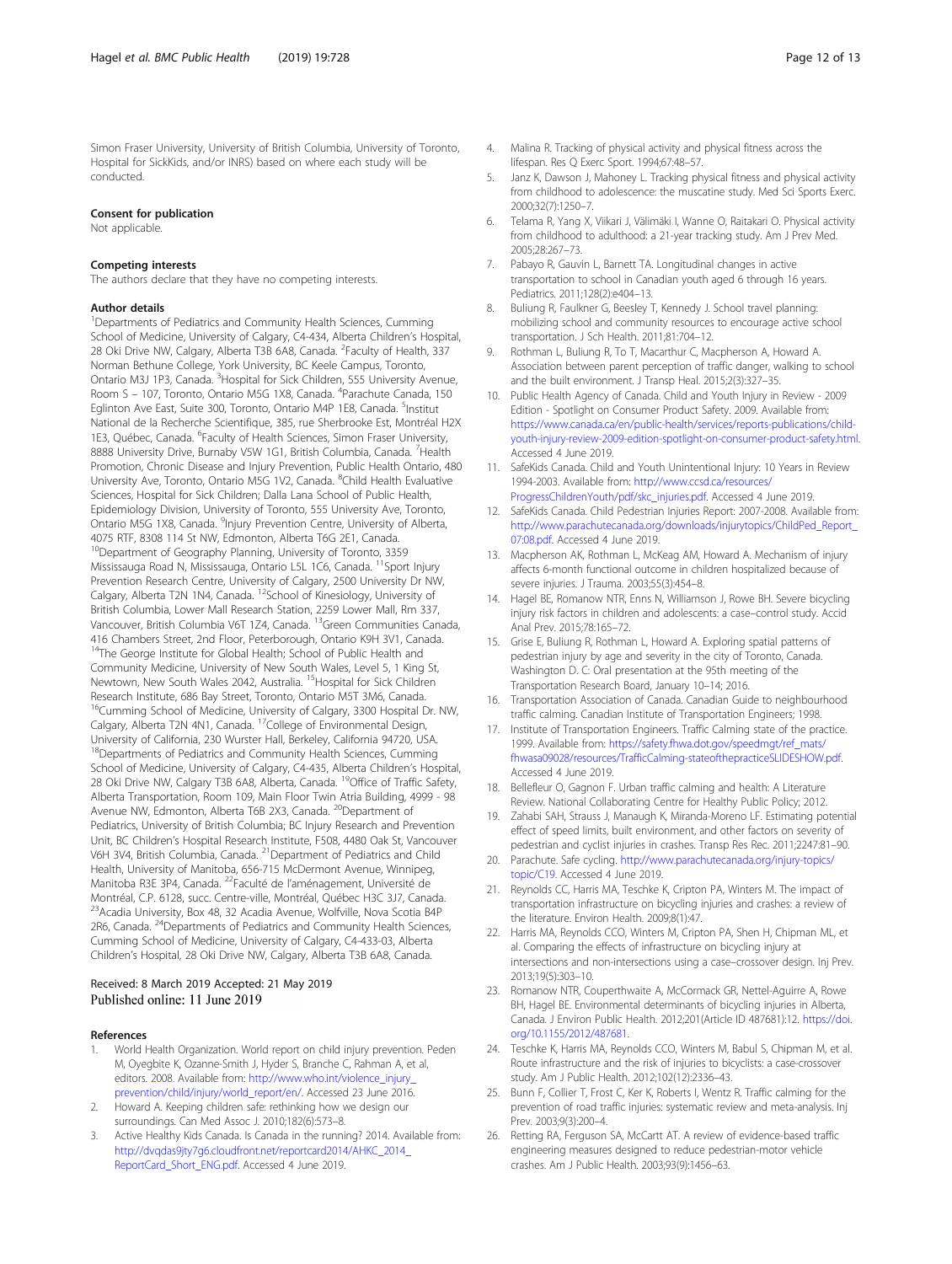Simon Fraser University, University of British Columbia, University of Toronto, Hospital for SickKids, and/or INRS) based on where each study will be conducted.

### Consent for publication

Not applicable.

### Competing interests

The authors declare that they have no competing interests.

### Author details

[1]Departments of Pediatrics and Community Health Sciences, Cumming School of Medicine, University of Calgary, C4-434, Alberta Children's Hospital, 28 Oki Drive NW, Calgary, Alberta T3B 6A8, Canada. [2]Faculty of Health, 337 Norman Bethune College, York University, BC Keele Campus, Toronto, Ontario M3J 1P3, Canada. [3]Hospital for Sick Children, 555 University Avenue, Room S – 107, Toronto, Ontario M5G 1X8, Canada. [4]Parachute Canada, 150 Eglinton Ave East, Suite 300, Toronto, Ontario M4P 1E8, Canada. [5]Institut National de la Recherche Scientifique, 385, rue Sherbrooke Est, Montréal H2X 1E3, Québec, Canada. [6]Faculty of Health Sciences, Simon Fraser University, 8888 University Drive, Burnaby V5W 1G1, British Columbia, Canada. [7]Health Promotion, Chronic Disease and Injury Prevention, Public Health Ontario, 480 University Ave, Toronto, Ontario M5G 1V2, Canada. [8]Child Health Evaluative Sciences, Hospital for Sick Children; Dalla Lana School of Public Health, Epidemiology Division, University of Toronto, 555 University Ave, Toronto, Ontario M5G 1X8, Canada. [9]Injury Prevention Centre, University of Alberta, 4075 RTF, 8308 114 St NW, Edmonton, Alberta T6G 2E1, Canada. [10]Department of Geography Planning, University of Toronto, 3359 Mississauga Road N, Mississauga, Ontario L5L 1C6, Canada. [11]Sport Injury Prevention Research Centre, University of Calgary, 2500 University Dr NW, Calgary, Alberta T2N 1N4, Canada. [12]School of Kinesiology, University of British Columbia, Lower Mall Research Station, 2259 Lower Mall, Rm 337, Vancouver, British Columbia V6T 1Z4, Canada. [13]Green Communities Canada, 416 Chambers Street, 2nd Floor, Peterborough, Ontario K9H 3V1, Canada. [14]The George Institute for Global Health; School of Public Health and Community Medicine, University of New South Wales, Level 5, 1 King St, Newtown, New South Wales 2042, Australia. [15]Hospital for Sick Children Research Institute, 686 Bay Street, Toronto, Ontario M5T 3M6, Canada. [16]Cumming School of Medicine, University of Calgary, 3300 Hospital Dr. NW, Calgary, Alberta T2N 4N1, Canada. [17]College of Environmental Design, University of California, 230 Wurster Hall, Berkeley, California 94720, USA. [18]Departments of Pediatrics and Community Health Sciences, Cumming School of Medicine, University of Calgary, C4-435, Alberta Children's Hospital, 28 Oki Drive NW, Calgary T3B 6A8, Alberta, Canada. [19]Office of Traffic Safety, Alberta Transportation, Room 109, Main Floor Twin Atria Building, 4999 - 98 Avenue NW, Edmonton, Alberta T6B 2X3, Canada. [20]Department of Pediatrics, University of British Columbia; BC Injury Research and Prevention Unit, BC Children's Hospital Research Institute, F508, 4480 Oak St, Vancouver V6H 3V4, British Columbia, Canada. [21]Department of Pediatrics and Child Health, University of Manitoba, 656-715 McDermont Avenue, Winnipeg, Manitoba R3E 3P4, Canada. [22]Faculté de l'aménagement, Université de Montréal, C.P. 6128, succ. Centre-ville, Montréal, Québec H3C 3J7, Canada. [23]Acadia University, Box 48, 32 Acadia Avenue, Wolfville, Nova Scotia B4P 2R6, Canada. [24]Departments of Pediatrics and Community Health Sciences, Cumming School of Medicine, University of Calgary, C4-433-03, Alberta Children's Hospital, 28 Oki Drive NW, Calgary, Alberta T3B 6A8, Canada.

Received: 8 March 2019 Accepted: 21 May 2019
Published online: 11 June 2019

### References

1. World Health Organization. World report on child injury prevention. Peden M, Oyegbite K, Ozanne-Smith J, Hyder S, Branche C, Rahman A, et al, editors. 2008. Available from: http://www.who.int/violence_injury_prevention/child/injury/world_report/en/. Accessed 23 June 2016.
2. Howard A. Keeping children safe: rethinking how we design our surroundings. Can Med Assoc J. 2010;182(6):573–8.
3. Active Healthy Kids Canada. Is Canada in the running? 2014. Available from: http://dvqdas9jty7g6.cloudfront.net/reportcard2014/AHKC_2014_ReportCard_Short_ENG.pdf. Accessed 4 June 2019.
4. Malina R. Tracking of physical activity and physical fitness across the lifespan. Res Q Exerc Sport. 1994;67:48–57.
5. Janz K, Dawson J, Mahoney L. Tracking physical fitness and physical activity from childhood to adolescence: the muscatine study. Med Sci Sports Exerc. 2000;32(7):1250–7.
6. Telama R, Yang X, Viikari J, Välimäki I, Wanne O, Raitakari O. Physical activity from childhood to adulthood: a 21-year tracking study. Am J Prev Med. 2005;28:267–73.
7. Pabayo R, Gauvin L, Barnett TA. Longitudinal changes in active transportation to school in Canadian youth aged 6 through 16 years. Pediatrics. 2011;128(2):e404–13.
8. Buliung R, Faulkner G, Beesley T, Kennedy J. School travel planning: mobilizing school and community resources to encourage active school transportation. J Sch Health. 2011;81:704–12.
9. Rothman L, Buliung R, To T, Macarthur C, Macpherson A, Howard A. Association between parent perception of traffic danger, walking to school and the built environment. J Transp Heal. 2015;2(3):327–35.
10. Public Health Agency of Canada. Child and Youth Injury in Review - 2009 Edition - Spotlight on Consumer Product Safety. 2009. Available from: https://www.canada.ca/en/public-health/services/reports-publications/child-youth-injury-review-2009-edition-spotlight-on-consumer-product-safety.html. Accessed 4 June 2019.
11. SafeKids Canada. Child and Youth Unintentional Injury: 10 Years in Review 1994-2003. Available from: http://www.ccsd.ca/resources/ProgressChildrenYouth/pdf/skc_injuries.pdf. Accessed 4 June 2019.
12. SafeKids Canada. Child Pedestrian Injuries Report: 2007-2008. Available from: http://www.parachutecanada.org/downloads/injurytopics/ChildPed_Report_07:08.pdf. Accessed 4 June 2019.
13. Macpherson AK, Rothman L, McKeag AM, Howard A. Mechanism of injury affects 6-month functional outcome in children hospitalized because of severe injuries. J Trauma. 2003;55(3):454–8.
14. Hagel BE, Romanow NTR, Enns N, Williamson J, Rowe BH. Severe bicycling injury risk factors in children and adolescents: a case–control study. Accid Anal Prev. 2015;78:165–72.
15. Grise E, Buliung R, Rothman L, Howard A. Exploring spatial patterns of pedestrian injury by age and severity in the city of Toronto, Canada. Washington D. C: Oral presentation at the 95th meeting of the Transportation Research Board, January 10–14; 2016.
16. Transportation Association of Canada. Canadian Guide to neighbourhood traffic calming. Canadian Institute of Transportation Engineers; 1998.
17. Institute of Transportation Engineers. Traffic Calming state of the practice. 1999. Available from: https://safety.fhwa.dot.gov/speedmgt/ref_mats/fhwasa09028/resources/TrafficCalming-stateofthepracticeSLIDESHOW.pdf. Accessed 4 June 2019.
18. Bellefleur O, Gagnon F. Urban traffic calming and health: A Literature Review. National Collaborating Centre for Healthy Public Policy; 2012.
19. Zahabi SAH, Strauss J, Manaugh K, Miranda-Moreno LF. Estimating potential effect of speed limits, built environment, and other factors on severity of pedestrian and cyclist injuries in crashes. Transp Res Rec. 2011;2247:81–90.
20. Parachute. Safe cycling. http://www.parachutecanada.org/injury-topics/topic/C19. Accessed 4 June 2019.
21. Reynolds CC, Harris MA, Teschke K, Cripton PA, Winters M. The impact of transportation infrastructure on bicycling injuries and crashes: a review of the literature. Environ Health. 2009;8(1):47.
22. Harris MA, Reynolds CCO, Winters M, Cripton PA, Shen H, Chipman ML, et al. Comparing the effects of infrastructure on bicycling injury at intersections and non-intersections using a case–crossover design. Inj Prev. 2013;19(5):303–10.
23. Romanow NTR, Couperthwaite A, McCormack GR, Nettel-Aguirre A, Rowe BH, Hagel BE. Environmental determinants of bicycling injuries in Alberta, Canada. J Environ Public Health. 2012;201(Article ID 487681):12. https://doi.org/10.1155/2012/487681.
24. Teschke K, Harris MA, Reynolds CCO, Winters M, Babul S, Chipman M, et al. Route infrastructure and the risk of injuries to bicyclists: a case-crossover study. Am J Public Health. 2012;102(12):2336–43.
25. Bunn F, Collier T, Frost C, Ker K, Roberts I, Wentz R. Traffic calming for the prevention of road traffic injuries: systematic review and meta-analysis. Inj Prev. 2003;9(3):200–4.
26. Retting RA, Ferguson SA, McCartt AT. A review of evidence-based traffic engineering measures designed to reduce pedestrian-motor vehicle crashes. Am J Public Health. 2003;93(9):1456–63.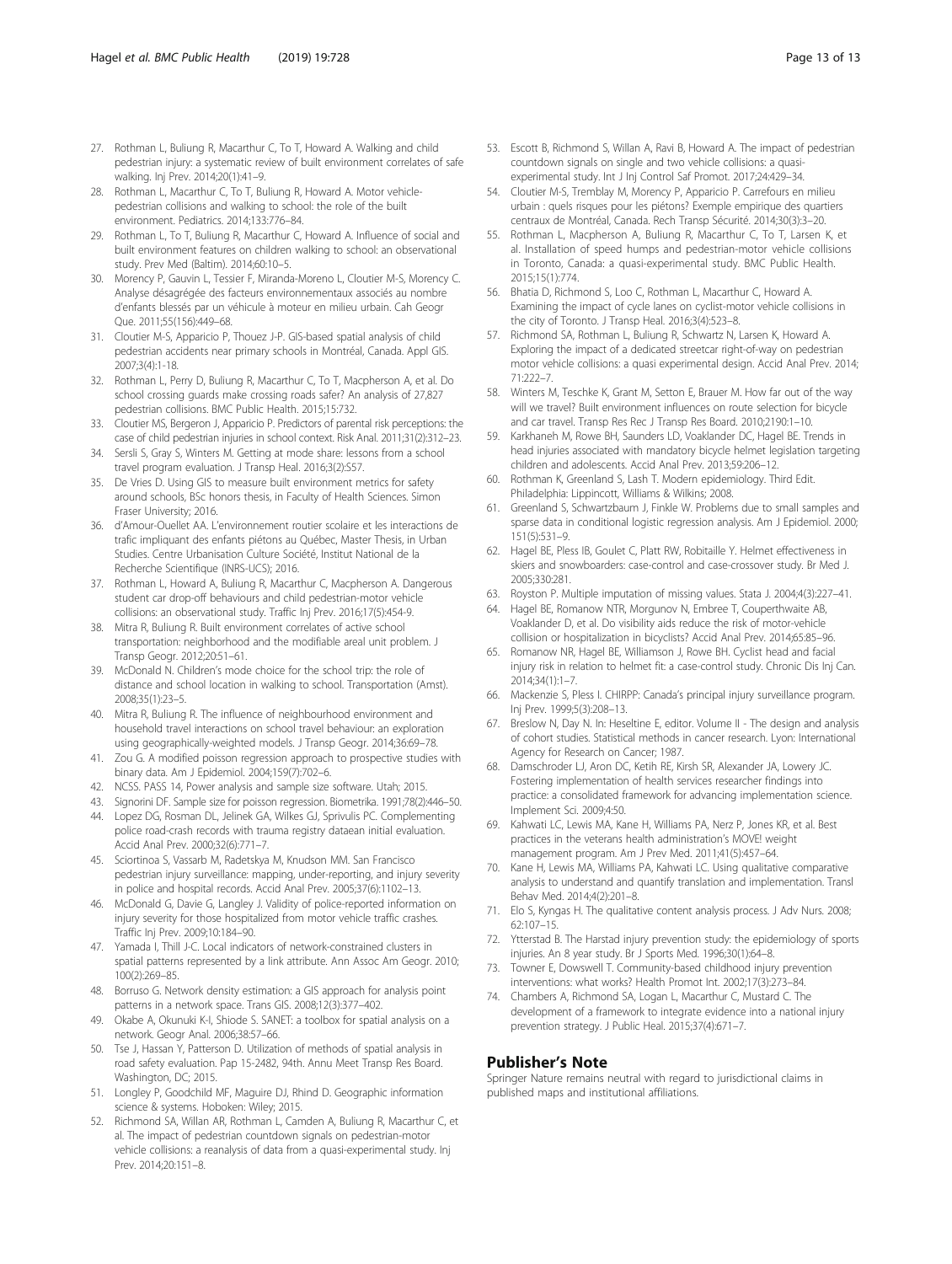27. Rothman L, Buliung R, Macarthur C, To T, Howard A. Walking and child pedestrian injury: a systematic review of built environment correlates of safe walking. Inj Prev. 2014;20(1):41–9.
28. Rothman L, Macarthur C, To T, Buliung R, Howard A. Motor vehicle-pedestrian collisions and walking to school: the role of the built environment. Pediatrics. 2014;133:776–84.
29. Rothman L, To T, Buliung R, Macarthur C, Howard A. Influence of social and built environment features on children walking to school: an observational study. Prev Med (Baltim). 2014;60:10–5.
30. Morency P, Gauvin L, Tessier F, Miranda-Moreno L, Cloutier M-S, Morency C. Analyse désagrégée des facteurs environnementaux associés au nombre d'enfants blessés par un véhicule à moteur en milieu urbain. Cah Geogr Que. 2011;55(156):449–68.
31. Cloutier M-S, Apparicio P, Thouez J-P. GIS-based spatial analysis of child pedestrian accidents near primary schools in Montréal, Canada. Appl GIS. 2007;3(4):1-18.
32. Rothman L, Perry D, Buliung R, Macarthur C, To T, Macpherson A, et al. Do school crossing guards make crossing roads safer? An analysis of 27,827 pedestrian collisions. BMC Public Health. 2015;15:732.
33. Cloutier MS, Bergeron J, Apparicio P. Predictors of parental risk perceptions: the case of child pedestrian injuries in school context. Risk Anal. 2011;31(2):312–23.
34. Sersli S, Gray S, Winters M. Getting at mode share: lessons from a school travel program evaluation. J Transp Heal. 2016;3(2):S57.
35. De Vries D. Using GIS to measure built environment metrics for safety around schools, BSc honors thesis, in Faculty of Health Sciences. Simon Fraser University; 2016.
36. d'Amour-Ouellet AA. L'environnement routier scolaire et les interactions de trafic impliquant des enfants piétons au Québec, Master Thesis, in Urban Studies. Centre Urbanisation Culture Société, Institut National de la Recherche Scientifique (INRS-UCS); 2016.
37. Rothman L, Howard A, Buliung R, Macarthur C, Macpherson A. Dangerous student car drop-off behaviours and child pedestrian-motor vehicle collisions: an observational study. Traffic Inj Prev. 2016;17(5):454-9.
38. Mitra R, Buliung R. Built environment correlates of active school transportation: neighborhood and the modifiable areal unit problem. J Transp Geogr. 2012;20:51–61.
39. McDonald N. Children's mode choice for the school trip: the role of distance and school location in walking to school. Transportation (Amst). 2008;35(1):23–5.
40. Mitra R, Buliung R. The influence of neighbourhood environment and household travel interactions on school travel behaviour: an exploration using geographically-weighted models. J Transp Geogr. 2014;36:69–78.
41. Zou G. A modified poisson regression approach to prospective studies with binary data. Am J Epidemiol. 2004;159(7):702–6.
42. NCSS. PASS 14, Power analysis and sample size software. Utah; 2015.
43. Signorini DF. Sample size for poisson regression. Biometrika. 1991;78(2):446–50.
44. Lopez DG, Rosman DL, Jelinek GA, Wilkes GJ, Sprivulis PC. Complementing police road-crash records with trauma registry dataean initial evaluation. Accid Anal Prev. 2000;32(6):771–7.
45. Sciortinoa S, Vassarb M, Radetskya M, Knudson MM. San Francisco pedestrian injury surveillance: mapping, under-reporting, and injury severity in police and hospital records. Accid Anal Prev. 2005;37(6):1102–13.
46. McDonald G, Davie G, Langley J. Validity of police-reported information on injury severity for those hospitalized from motor vehicle traffic crashes. Traffic Inj Prev. 2009;10:184–90.
47. Yamada I, Thill J-C. Local indicators of network-constrained clusters in spatial patterns represented by a link attribute. Ann Assoc Am Geogr. 2010;100(2):269–85.
48. Borruso G. Network density estimation: a GIS approach for analysis point patterns in a network space. Trans GIS. 2008;12(3):377–402.
49. Okabe A, Okunuki K-I, Shiode S. SANET: a toolbox for spatial analysis on a network. Geogr Anal. 2006;38:57–66.
50. Tse J, Hassan Y, Patterson D. Utilization of methods of spatial analysis in road safety evaluation. Pap 15-2482, 94th. Annu Meet Transp Res Board. Washington, DC; 2015.
51. Longley P, Goodchild MF, Maguire DJ, Rhind D. Geographic information science & systems. Hoboken: Wiley; 2015.
52. Richmond SA, Willan AR, Rothman L, Camden A, Buliung R, Macarthur C, et al. The impact of pedestrian countdown signals on pedestrian-motor vehicle collisions: a reanalysis of data from a quasi-experimental study. Inj Prev. 2014;20:151–8.
53. Escott B, Richmond S, Willan A, Ravi B, Howard A. The impact of pedestrian countdown signals on single and two vehicle collisions: a quasi-experimental study. Int J Inj Control Saf Promot. 2017;24:429–34.
54. Cloutier M-S, Tremblay M, Morency P, Apparicio P. Carrefours en milieu urbain : quels risques pour les piétons? Exemple empirique des quartiers centraux de Montréal, Canada. Rech Transp Sécurité. 2014;30(3):3–20.
55. Rothman L, Macpherson A, Buliung R, Macarthur C, To T, Larsen K, et al. Installation of speed humps and pedestrian-motor vehicle collisions in Toronto, Canada: a quasi-experimental study. BMC Public Health. 2015;15(1):774.
56. Bhatia D, Richmond S, Loo C, Rothman L, Macarthur C, Howard A. Examining the impact of cycle lanes on cyclist-motor vehicle collisions in the city of Toronto. J Transp Heal. 2016;3(4):523–8.
57. Richmond SA, Rothman L, Buliung R, Schwartz N, Larsen K, Howard A. Exploring the impact of a dedicated streetcar right-of-way on pedestrian motor vehicle collisions: a quasi experimental design. Accid Anal Prev. 2014;71:222–7.
58. Winters M, Teschke K, Grant M, Setton E, Brauer M. How far out of the way will we travel? Built environment influences on route selection for bicycle and car travel. Transp Res Rec J Transp Res Board. 2010;2190:1–10.
59. Karkhaneh M, Rowe BH, Saunders LD, Voaklander DC, Hagel BE. Trends in head injuries associated with mandatory bicycle helmet legislation targeting children and adolescents. Accid Anal Prev. 2013;59:206–12.
60. Rothman K, Greenland S, Lash T. Modern epidemiology. Third Edit. Philadelphia: Lippincott, Williams & Wilkins; 2008.
61. Greenland S, Schwartzbaum J, Finkle W. Problems due to small samples and sparse data in conditional logistic regression analysis. Am J Epidemiol. 2000;151(5):531–9.
62. Hagel BE, Pless IB, Goulet C, Platt RW, Robitaille Y. Helmet effectiveness in skiers and snowboarders: case-control and case-crossover study. Br Med J. 2005;330:281.
63. Royston P. Multiple imputation of missing values. Stata J. 2004;4(3):227–41.
64. Hagel BE, Romanow NTR, Morgunov N, Embree T, Couperthwaite AB, Voaklander D, et al. Do visibility aids reduce the risk of motor-vehicle collision or hospitalization in bicyclists? Accid Anal Prev. 2014;65:85–96.
65. Romanow NR, Hagel BE, Williamson J, Rowe BH. Cyclist head and facial injury risk in relation to helmet fit: a case-control study. Chronic Dis Inj Can. 2014;34(1):1–7.
66. Mackenzie S, Pless I. CHIRPP: Canada's principal injury surveillance program. Inj Prev. 1999;5(3):208–13.
67. Breslow N, Day N. In: Heseltine E, editor. Volume II - The design and analysis of cohort studies. Statistical methods in cancer research. Lyon: International Agency for Research on Cancer; 1987.
68. Damschroder LJ, Aron DC, Ketih RE, Kirsh SR, Alexander JA, Lowery JC. Fostering implementation of health services researcher findings into practice: a consolidated framework for advancing implementation science. Implement Sci. 2009;4:50.
69. Kahwati LC, Lewis MA, Kane H, Williams PA, Nerz P, Jones KR, et al. Best practices in the veterans health administration's MOVE! weight management program. Am J Prev Med. 2011;41(5):457–64.
70. Kane H, Lewis MA, Williams PA, Kahwati LC. Using qualitative comparative analysis to understand and quantify translation and implementation. Transl Behav Med. 2014;4(2):201–8.
71. Elo S, Kyngas H. The qualitative content analysis process. J Adv Nurs. 2008;62:107–15.
72. Ytterstad B. The Harstad injury prevention study: the epidemiology of sports injuries. An 8 year study. Br J Sports Med. 1996;30(1):64–8.
73. Towner E, Dowswell T. Community-based childhood injury prevention interventions: what works? Health Promot Int. 2002;17(3):273–84.
74. Chambers A, Richmond SA, Logan L, Macarthur C, Mustard C. The development of a framework to integrate evidence into a national injury prevention strategy. J Public Heal. 2015;37(4):671–7.

## Publisher's Note

Springer Nature remains neutral with regard to jurisdictional claims in published maps and institutional affiliations.